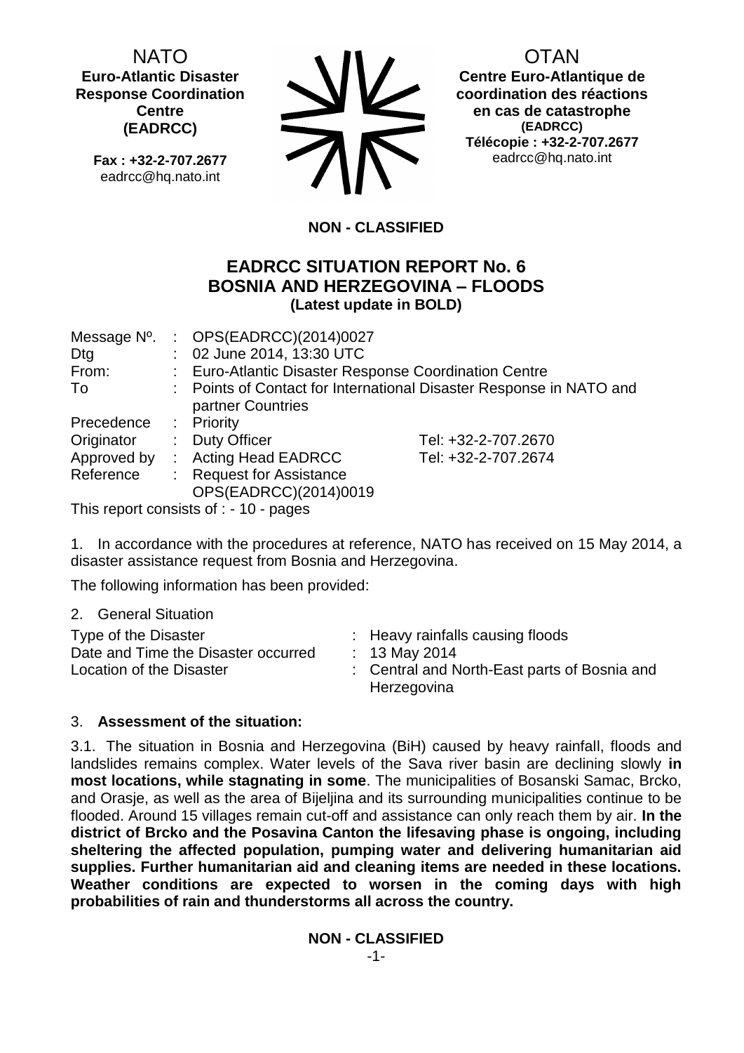NATO
**Euro-Atlantic Disaster Response Coordination Centre (EADRCC)**

**Fax : +32-2-707.2677**
eadrcc@hq.nato.int

OTAN
**Centre Euro-Atlantique de coordination des réactions en cas de catastrophe (EADRCC)**
**Télécopie : +32-2-707.2677**
eadrcc@hq.nato.int

**NON - CLASSIFIED**

# EADRCC SITUATION REPORT No. 6
# BOSNIA AND HERZEGOVINA – FLOODS
**(Latest update in BOLD)**

| | | | |
|---|---|---|---|
| Message Nº. | : | OPS(EADRCC)(2014)0027 | |
| Dtg | : | 02 June 2014, 13:30 UTC | |
| From: | : | Euro-Atlantic Disaster Response Coordination Centre | |
| To | : | Points of Contact for International Disaster Response in NATO and partner Countries | |
| Precedence | : | Priority | |
| Originator | : | Duty Officer | Tel: +32-2-707.2670 |
| Approved by | : | Acting Head EADRCC | Tel: +32-2-707.2674 |
| Reference | : | Request for Assistance OPS(EADRCC)(2014)0019 | |

This report consists of : - 10 - pages

1. In accordance with the procedures at reference, NATO has received on 15 May 2014, a disaster assistance request from Bosnia and Herzegovina.

The following information has been provided:

2. General Situation

| | | |
|---|---|---|
| Type of the Disaster | : | Heavy rainfalls causing floods |
| Date and Time the Disaster occurred | : | 13 May 2014 |
| Location of the Disaster | : | Central and North-East parts of Bosnia and Herzegovina |

3. **Assessment of the situation:**

3.1. The situation in Bosnia and Herzegovina (BiH) caused by heavy rainfall, floods and landslides remains complex. Water levels of the Sava river basin are declining slowly **in most locations, while stagnating in some**. The municipalities of Bosanski Samac, Brcko, and Orasje, as well as the area of Bijeljina and its surrounding municipalities continue to be flooded. Around 15 villages remain cut-off and assistance can only reach them by air. **In the district of Brcko and the Posavina Canton the lifesaving phase is ongoing, including sheltering the affected population, pumping water and delivering humanitarian aid supplies. Further humanitarian aid and cleaning items are needed in these locations. Weather conditions are expected to worsen in the coming days with high probabilities of rain and thunderstorms all across the country.**

**NON - CLASSIFIED**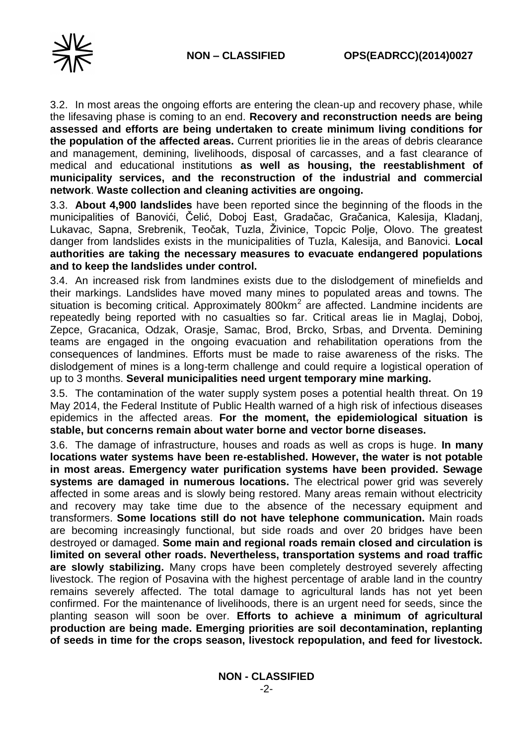3.2. In most areas the ongoing efforts are entering the clean-up and recovery phase, while the lifesaving phase is coming to an end. **Recovery and reconstruction needs are being assessed and efforts are being undertaken to create minimum living conditions for the population of the affected areas.** Current priorities lie in the areas of debris clearance and management, demining, livelihoods, disposal of carcasses, and a fast clearance of medical and educational institutions **as well as housing, the reestablishment of municipality services, and the reconstruction of the industrial and commercial network**. **Waste collection and cleaning activities are ongoing.**

3.3. **About 4,900 landslides** have been reported since the beginning of the floods in the municipalities of Banovići, Čelić, Doboj East, Gradačac, Gračanica, Kalesija, Kladanj, Lukavac, Sapna, Srebrenik, Teočak, Tuzla, Živinice, Topcic Polje, Olovo. The greatest danger from landslides exists in the municipalities of Tuzla, Kalesija, and Banovici. **Local authorities are taking the necessary measures to evacuate endangered populations and to keep the landslides under control.**

3.4. An increased risk from landmines exists due to the dislodgement of minefields and their markings. Landslides have moved many mines to populated areas and towns. The situation is becoming critical. Approximately $800km^2$ are affected. Landmine incidents are repeatedly being reported with no casualties so far. Critical areas lie in Maglaj, Doboj, Zepce, Gracanica, Odzak, Orasje, Samac, Brod, Brcko, Srbas, and Drventa. Demining teams are engaged in the ongoing evacuation and rehabilitation operations from the consequences of landmines. Efforts must be made to raise awareness of the risks. The dislodgement of mines is a long-term challenge and could require a logistical operation of up to 3 months. **Several municipalities need urgent temporary mine marking.**

3.5. The contamination of the water supply system poses a potential health threat. On 19 May 2014, the Federal Institute of Public Health warned of a high risk of infectious diseases epidemics in the affected areas. **For the moment, the epidemiological situation is stable, but concerns remain about water borne and vector borne diseases.**

3.6. The damage of infrastructure, houses and roads as well as crops is huge. **In many locations water systems have been re-established. However, the water is not potable in most areas. Emergency water purification systems have been provided. Sewage systems are damaged in numerous locations.** The electrical power grid was severely affected in some areas and is slowly being restored. Many areas remain without electricity and recovery may take time due to the absence of the necessary equipment and transformers. **Some locations still do not have telephone communication.** Main roads are becoming increasingly functional, but side roads and over 20 bridges have been destroyed or damaged. **Some main and regional roads remain closed and circulation is limited on several other roads. Nevertheless, transportation systems and road traffic are slowly stabilizing.** Many crops have been completely destroyed severely affecting livestock. The region of Posavina with the highest percentage of arable land in the country remains severely affected. The total damage to agricultural lands has not yet been confirmed. For the maintenance of livelihoods, there is an urgent need for seeds, since the planting season will soon be over. **Efforts to achieve a minimum of agricultural production are being made. Emerging priorities are soil decontamination, replanting of seeds in time for the crops season, livestock repopulation, and feed for livestock.**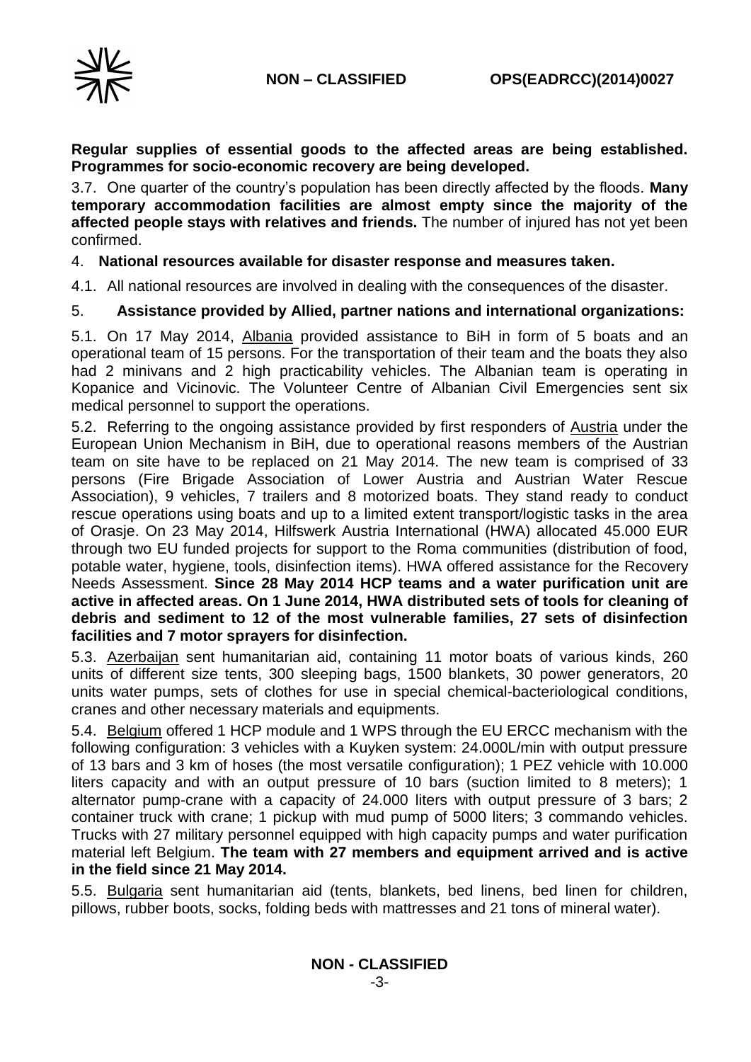**Regular supplies of essential goods to the affected areas are being established. Programmes for socio-economic recovery are being developed.**

3.7. One quarter of the country's population has been directly affected by the floods. **Many temporary accommodation facilities are almost empty since the majority of the affected people stays with relatives and friends.** The number of injured has not yet been confirmed.

4. **National resources available for disaster response and measures taken.**

4.1. All national resources are involved in dealing with the consequences of the disaster.

5. **Assistance provided by Allied, partner nations and international organizations:**

5.1. On 17 May 2014, Albania provided assistance to BiH in form of 5 boats and an operational team of 15 persons. For the transportation of their team and the boats they also had 2 minivans and 2 high practicability vehicles. The Albanian team is operating in Kopanice and Vicinovic. The Volunteer Centre of Albanian Civil Emergencies sent six medical personnel to support the operations.

5.2. Referring to the ongoing assistance provided by first responders of Austria under the European Union Mechanism in BiH, due to operational reasons members of the Austrian team on site have to be replaced on 21 May 2014. The new team is comprised of 33 persons (Fire Brigade Association of Lower Austria and Austrian Water Rescue Association), 9 vehicles, 7 trailers and 8 motorized boats. They stand ready to conduct rescue operations using boats and up to a limited extent transport/logistic tasks in the area of Orasje. On 23 May 2014, Hilfswerk Austria International (HWA) allocated 45.000 EUR through two EU funded projects for support to the Roma communities (distribution of food, potable water, hygiene, tools, disinfection items). HWA offered assistance for the Recovery Needs Assessment. **Since 28 May 2014 HCP teams and a water purification unit are active in affected areas. On 1 June 2014, HWA distributed sets of tools for cleaning of debris and sediment to 12 of the most vulnerable families, 27 sets of disinfection facilities and 7 motor sprayers for disinfection.**

5.3. Azerbaijan sent humanitarian aid, containing 11 motor boats of various kinds, 260 units of different size tents, 300 sleeping bags, 1500 blankets, 30 power generators, 20 units water pumps, sets of clothes for use in special chemical-bacteriological conditions, cranes and other necessary materials and equipments.

5.4. Belgium offered 1 HCP module and 1 WPS through the EU ERCC mechanism with the following configuration: 3 vehicles with a Kuyken system: 24.000L/min with output pressure of 13 bars and 3 km of hoses (the most versatile configuration); 1 PEZ vehicle with 10.000 liters capacity and with an output pressure of 10 bars (suction limited to 8 meters); 1 alternator pump-crane with a capacity of 24.000 liters with output pressure of 3 bars; 2 container truck with crane; 1 pickup with mud pump of 5000 liters; 3 commando vehicles. Trucks with 27 military personnel equipped with high capacity pumps and water purification material left Belgium. **The team with 27 members and equipment arrived and is active in the field since 21 May 2014.**

5.5. Bulgaria sent humanitarian aid (tents, blankets, bed linens, bed linen for children, pillows, rubber boots, socks, folding beds with mattresses and 21 tons of mineral water).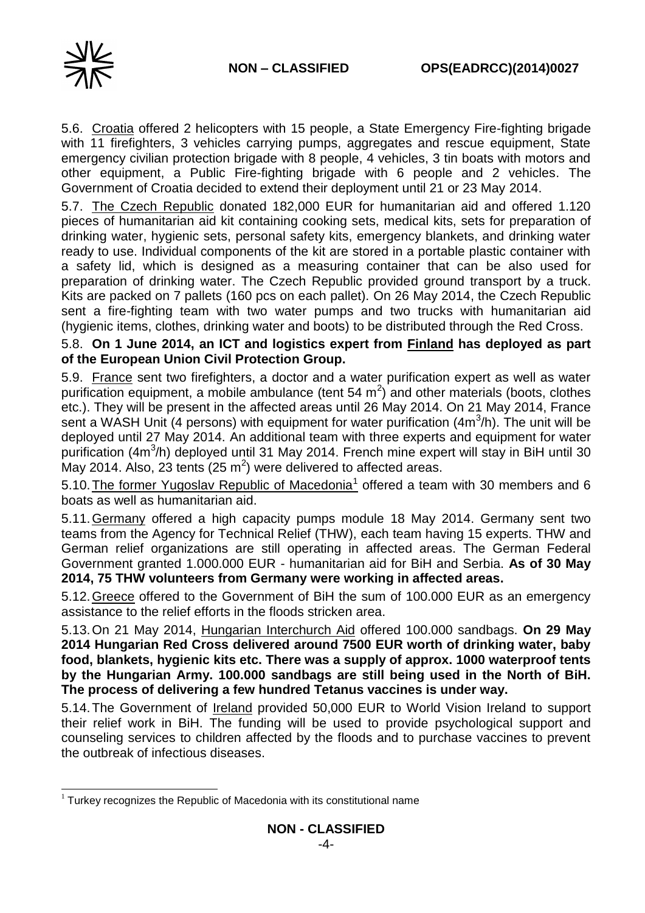5.6. Croatia offered 2 helicopters with 15 people, a State Emergency Fire-fighting brigade with 11 firefighters, 3 vehicles carrying pumps, aggregates and rescue equipment, State emergency civilian protection brigade with 8 people, 4 vehicles, 3 tin boats with motors and other equipment, a Public Fire-fighting brigade with 6 people and 2 vehicles. The Government of Croatia decided to extend their deployment until 21 or 23 May 2014.

5.7. The Czech Republic donated 182,000 EUR for humanitarian aid and offered 1.120 pieces of humanitarian aid kit containing cooking sets, medical kits, sets for preparation of drinking water, hygienic sets, personal safety kits, emergency blankets, and drinking water ready to use. Individual components of the kit are stored in a portable plastic container with a safety lid, which is designed as a measuring container that can be also used for preparation of drinking water. The Czech Republic provided ground transport by a truck. Kits are packed on 7 pallets (160 pcs on each pallet). On 26 May 2014, the Czech Republic sent a fire-fighting team with two water pumps and two trucks with humanitarian aid (hygienic items, clothes, drinking water and boots) to be distributed through the Red Cross.

5.8. **On 1 June 2014, an ICT and logistics expert from Finland has deployed as part of the European Union Civil Protection Group.**

5.9. France sent two firefighters, a doctor and a water purification expert as well as water purification equipment, a mobile ambulance (tent 54 $m^2$) and other materials (boots, clothes etc.). They will be present in the affected areas until 26 May 2014. On 21 May 2014, France sent a WASH Unit (4 persons) with equipment for water purification ($4m^3/h$). The unit will be deployed until 27 May 2014. An additional team with three experts and equipment for water purification ($4m^3/h$) deployed until 31 May 2014. French mine expert will stay in BiH until 30 May 2014. Also, 23 tents (25 $m^2$) were delivered to affected areas.

5.10. The former Yugoslav Republic of Macedonia[1] offered a team with 30 members and 6 boats as well as humanitarian aid.

5.11. Germany offered a high capacity pumps module 18 May 2014. Germany sent two teams from the Agency for Technical Relief (THW), each team having 15 experts. THW and German relief organizations are still operating in affected areas. The German Federal Government granted 1.000.000 EUR - humanitarian aid for BiH and Serbia. **As of 30 May 2014, 75 THW volunteers from Germany were working in affected areas.**

5.12. Greece offered to the Government of BiH the sum of 100.000 EUR as an emergency assistance to the relief efforts in the floods stricken area.

5.13. On 21 May 2014, Hungarian Interchurch Aid offered 100.000 sandbags. **On 29 May 2014 Hungarian Red Cross delivered around 7500 EUR worth of drinking water, baby food, blankets, hygienic kits etc. There was a supply of approx. 1000 waterproof tents by the Hungarian Army. 100.000 sandbags are still being used in the North of BiH. The process of delivering a few hundred Tetanus vaccines is under way.**

5.14. The Government of Ireland provided 50,000 EUR to World Vision Ireland to support their relief work in BiH. The funding will be used to provide psychological support and counseling services to children affected by the floods and to purchase vaccines to prevent the outbreak of infectious diseases.

[1] Turkey recognizes the Republic of Macedonia with its constitutional name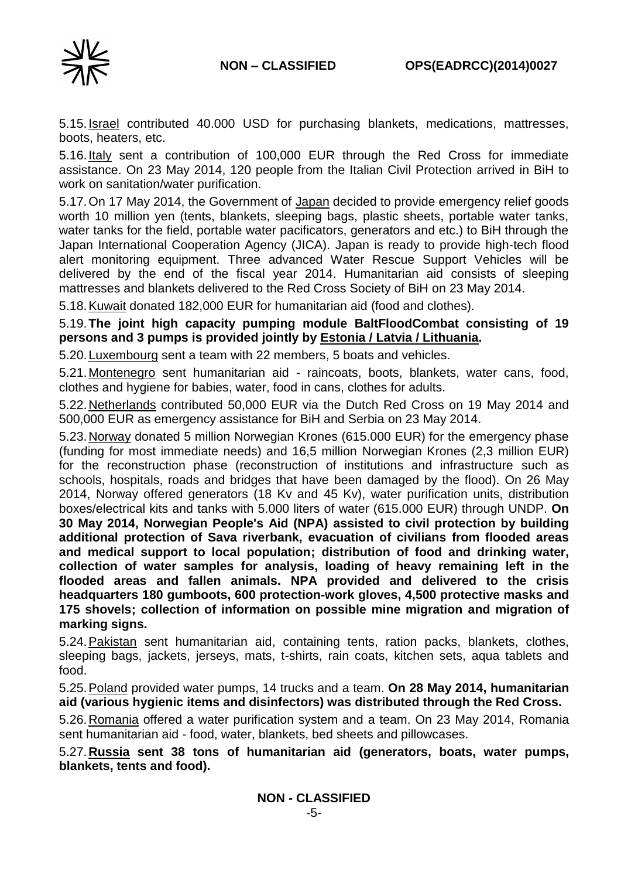5.15. Israel contributed 40.000 USD for purchasing blankets, medications, mattresses, boots, heaters, etc.

5.16. Italy sent a contribution of 100,000 EUR through the Red Cross for immediate assistance. On 23 May 2014, 120 people from the Italian Civil Protection arrived in BiH to work on sanitation/water purification.

5.17. On 17 May 2014, the Government of Japan decided to provide emergency relief goods worth 10 million yen (tents, blankets, sleeping bags, plastic sheets, portable water tanks, water tanks for the field, portable water pacificators, generators and etc.) to BiH through the Japan International Cooperation Agency (JICA). Japan is ready to provide high-tech flood alert monitoring equipment. Three advanced Water Rescue Support Vehicles will be delivered by the end of the fiscal year 2014. Humanitarian aid consists of sleeping mattresses and blankets delivered to the Red Cross Society of BiH on 23 May 2014.

5.18. Kuwait donated 182,000 EUR for humanitarian aid (food and clothes).

5.19. **The joint high capacity pumping module BaltFloodCombat consisting of 19 persons and 3 pumps is provided jointly by Estonia / Latvia / Lithuania.**

5.20. Luxembourg sent a team with 22 members, 5 boats and vehicles.

5.21. Montenegro sent humanitarian aid - raincoats, boots, blankets, water cans, food, clothes and hygiene for babies, water, food in cans, clothes for adults.

5.22. Netherlands contributed 50,000 EUR via the Dutch Red Cross on 19 May 2014 and 500,000 EUR as emergency assistance for BiH and Serbia on 23 May 2014.

5.23. Norway donated 5 million Norwegian Krones (615.000 EUR) for the emergency phase (funding for most immediate needs) and 16,5 million Norwegian Krones (2,3 million EUR) for the reconstruction phase (reconstruction of institutions and infrastructure such as schools, hospitals, roads and bridges that have been damaged by the flood). On 26 May 2014, Norway offered generators (18 Kv and 45 Kv), water purification units, distribution boxes/electrical kits and tanks with 5.000 liters of water (615.000 EUR) through UNDP. **On 30 May 2014, Norwegian People's Aid (NPA) assisted to civil protection by building additional protection of Sava riverbank, evacuation of civilians from flooded areas and medical support to local population; distribution of food and drinking water, collection of water samples for analysis, loading of heavy remaining left in the flooded areas and fallen animals. NPA provided and delivered to the crisis headquarters 180 gumboots, 600 protection-work gloves, 4,500 protective masks and 175 shovels; collection of information on possible mine migration and migration of marking signs.**

5.24. Pakistan sent humanitarian aid, containing tents, ration packs, blankets, clothes, sleeping bags, jackets, jerseys, mats, t-shirts, rain coats, kitchen sets, aqua tablets and food.

5.25. Poland provided water pumps, 14 trucks and a team. **On 28 May 2014, humanitarian aid (various hygienic items and disinfectors) was distributed through the Red Cross.**

5.26. Romania offered a water purification system and a team. On 23 May 2014, Romania sent humanitarian aid - food, water, blankets, bed sheets and pillowcases.

5.27. **Russia sent 38 tons of humanitarian aid (generators, boats, water pumps, blankets, tents and food).**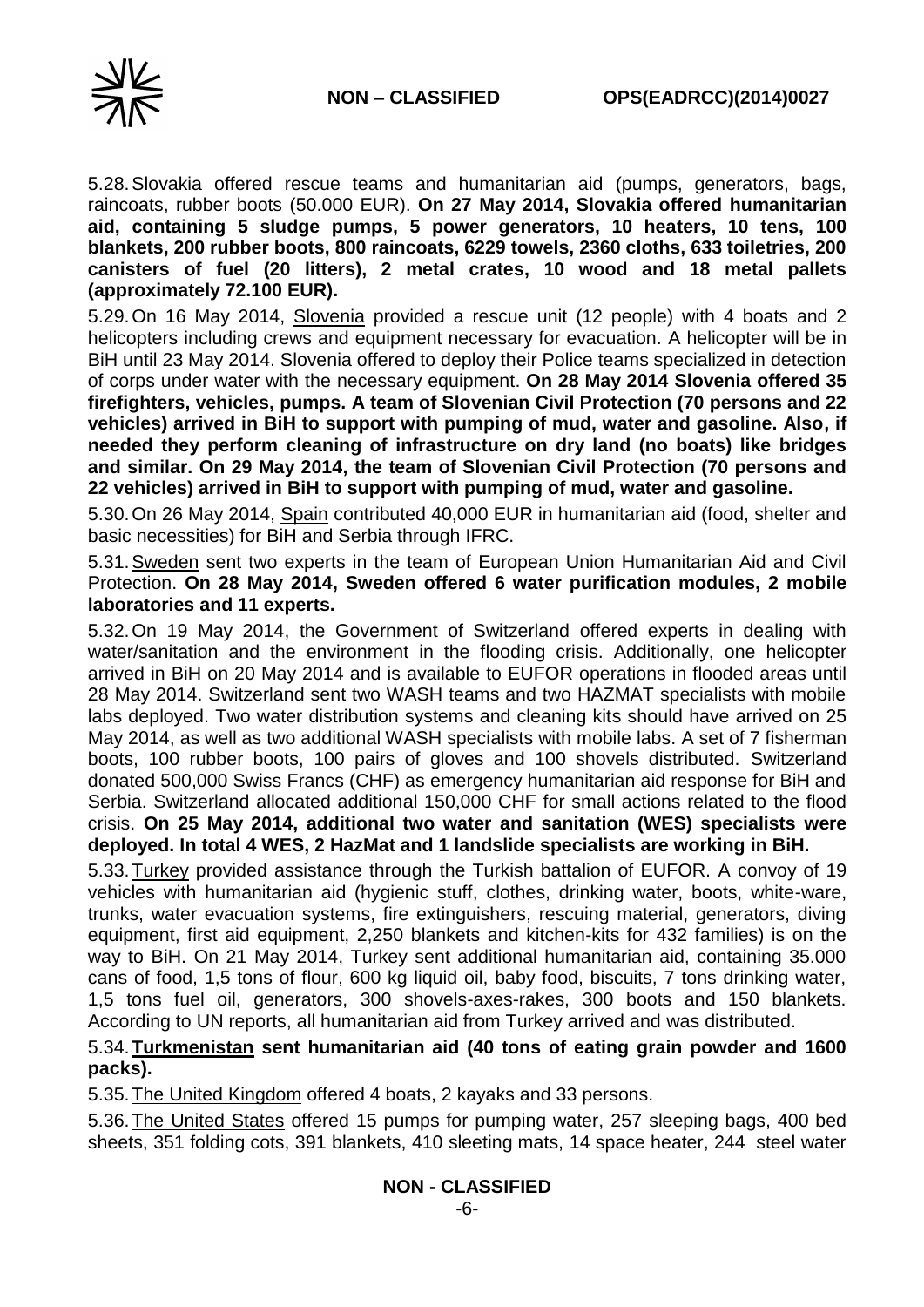5.28. Slovakia offered rescue teams and humanitarian aid (pumps, generators, bags, raincoats, rubber boots (50.000 EUR). **On 27 May 2014, Slovakia offered humanitarian aid, containing 5 sludge pumps, 5 power generators, 10 heaters, 10 tens, 100 blankets, 200 rubber boots, 800 raincoats, 6229 towels, 2360 cloths, 633 toiletries, 200 canisters of fuel (20 litters), 2 metal crates, 10 wood and 18 metal pallets (approximately 72.100 EUR).**

5.29. On 16 May 2014, Slovenia provided a rescue unit (12 people) with 4 boats and 2 helicopters including crews and equipment necessary for evacuation. A helicopter will be in BiH until 23 May 2014. Slovenia offered to deploy their Police teams specialized in detection of corps under water with the necessary equipment. **On 28 May 2014 Slovenia offered 35 firefighters, vehicles, pumps. A team of Slovenian Civil Protection (70 persons and 22 vehicles) arrived in BiH to support with pumping of mud, water and gasoline. Also, if needed they perform cleaning of infrastructure on dry land (no boats) like bridges and similar. On 29 May 2014, the team of Slovenian Civil Protection (70 persons and 22 vehicles) arrived in BiH to support with pumping of mud, water and gasoline.**

5.30. On 26 May 2014, Spain contributed 40,000 EUR in humanitarian aid (food, shelter and basic necessities) for BiH and Serbia through IFRC.

5.31. Sweden sent two experts in the team of European Union Humanitarian Aid and Civil Protection. **On 28 May 2014, Sweden offered 6 water purification modules, 2 mobile laboratories and 11 experts.**

5.32. On 19 May 2014, the Government of Switzerland offered experts in dealing with water/sanitation and the environment in the flooding crisis. Additionally, one helicopter arrived in BiH on 20 May 2014 and is available to EUFOR operations in flooded areas until 28 May 2014. Switzerland sent two WASH teams and two HAZMAT specialists with mobile labs deployed. Two water distribution systems and cleaning kits should have arrived on 25 May 2014, as well as two additional WASH specialists with mobile labs. A set of 7 fisherman boots, 100 rubber boots, 100 pairs of gloves and 100 shovels distributed. Switzerland donated 500,000 Swiss Francs (CHF) as emergency humanitarian aid response for BiH and Serbia. Switzerland allocated additional 150,000 CHF for small actions related to the flood crisis. **On 25 May 2014, additional two water and sanitation (WES) specialists were deployed. In total 4 WES, 2 HazMat and 1 landslide specialists are working in BiH.**

5.33. Turkey provided assistance through the Turkish battalion of EUFOR. A convoy of 19 vehicles with humanitarian aid (hygienic stuff, clothes, drinking water, boots, white-ware, trunks, water evacuation systems, fire extinguishers, rescuing material, generators, diving equipment, first aid equipment, 2,250 blankets and kitchen-kits for 432 families) is on the way to BiH. On 21 May 2014, Turkey sent additional humanitarian aid, containing 35.000 cans of food, 1,5 tons of flour, 600 kg liquid oil, baby food, biscuits, 7 tons drinking water, 1,5 tons fuel oil, generators, 300 shovels-axes-rakes, 300 boots and 150 blankets. According to UN reports, all humanitarian aid from Turkey arrived and was distributed.

5.34. **Turkmenistan sent humanitarian aid (40 tons of eating grain powder and 1600 packs).**

5.35. The United Kingdom offered 4 boats, 2 kayaks and 33 persons.

5.36. The United States offered 15 pumps for pumping water, 257 sleeping bags, 400 bed sheets, 351 folding cots, 391 blankets, 410 sleeting mats, 14 space heater, 244 steel water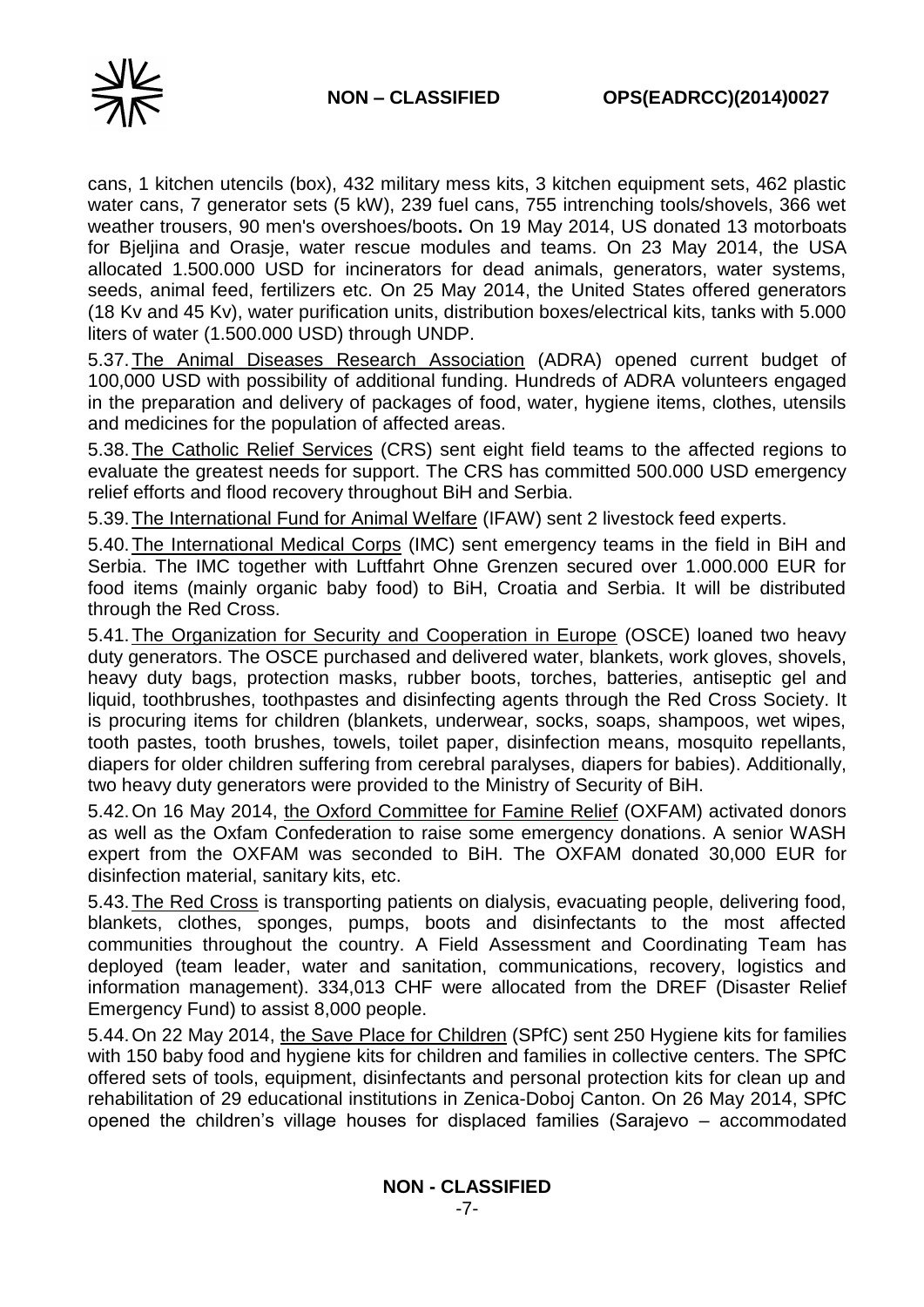cans, 1 kitchen utencils (box), 432 military mess kits, 3 kitchen equipment sets, 462 plastic water cans, 7 generator sets (5 kW), 239 fuel cans, 755 intrenching tools/shovels, 366 wet weather trousers, 90 men's overshoes/boots**.** On 19 May 2014, US donated 13 motorboats for Bjeljina and Orasje, water rescue modules and teams. On 23 May 2014, the USA allocated 1.500.000 USD for incinerators for dead animals, generators, water systems, seeds, animal feed, fertilizers etc. On 25 May 2014, the United States offered generators (18 Kv and 45 Kv), water purification units, distribution boxes/electrical kits, tanks with 5.000 liters of water (1.500.000 USD) through UNDP.

5.37. The Animal Diseases Research Association (ADRA) opened current budget of 100,000 USD with possibility of additional funding. Hundreds of ADRA volunteers engaged in the preparation and delivery of packages of food, water, hygiene items, clothes, utensils and medicines for the population of affected areas.

5.38. The Catholic Relief Services (CRS) sent eight field teams to the affected regions to evaluate the greatest needs for support. The CRS has committed 500.000 USD emergency relief efforts and flood recovery throughout BiH and Serbia.

5.39. The International Fund for Animal Welfare (IFAW) sent 2 livestock feed experts.

5.40. The International Medical Corps (IMC) sent emergency teams in the field in BiH and Serbia. The IMC together with Luftfahrt Ohne Grenzen secured over 1.000.000 EUR for food items (mainly organic baby food) to BiH, Croatia and Serbia. It will be distributed through the Red Cross.

5.41. The Organization for Security and Cooperation in Europe (OSCE) loaned two heavy duty generators. The OSCE purchased and delivered water, blankets, work gloves, shovels, heavy duty bags, protection masks, rubber boots, torches, batteries, antiseptic gel and liquid, toothbrushes, toothpastes and disinfecting agents through the Red Cross Society. It is procuring items for children (blankets, underwear, socks, soaps, shampoos, wet wipes, tooth pastes, tooth brushes, towels, toilet paper, disinfection means, mosquito repellants, diapers for older children suffering from cerebral paralyses, diapers for babies). Additionally, two heavy duty generators were provided to the Ministry of Security of BiH.

5.42. On 16 May 2014, the Oxford Committee for Famine Relief (OXFAM) activated donors as well as the Oxfam Confederation to raise some emergency donations. A senior WASH expert from the OXFAM was seconded to BiH. The OXFAM donated 30,000 EUR for disinfection material, sanitary kits, etc.

5.43. The Red Cross is transporting patients on dialysis, evacuating people, delivering food, blankets, clothes, sponges, pumps, boots and disinfectants to the most affected communities throughout the country. A Field Assessment and Coordinating Team has deployed (team leader, water and sanitation, communications, recovery, logistics and information management). 334,013 CHF were allocated from the DREF (Disaster Relief Emergency Fund) to assist 8,000 people.

5.44. On 22 May 2014, the Save Place for Children (SPfC) sent 250 Hygiene kits for families with 150 baby food and hygiene kits for children and families in collective centers. The SPfC offered sets of tools, equipment, disinfectants and personal protection kits for clean up and rehabilitation of 29 educational institutions in Zenica-Doboj Canton. On 26 May 2014, SPfC opened the children's village houses for displaced families (Sarajevo – accommodated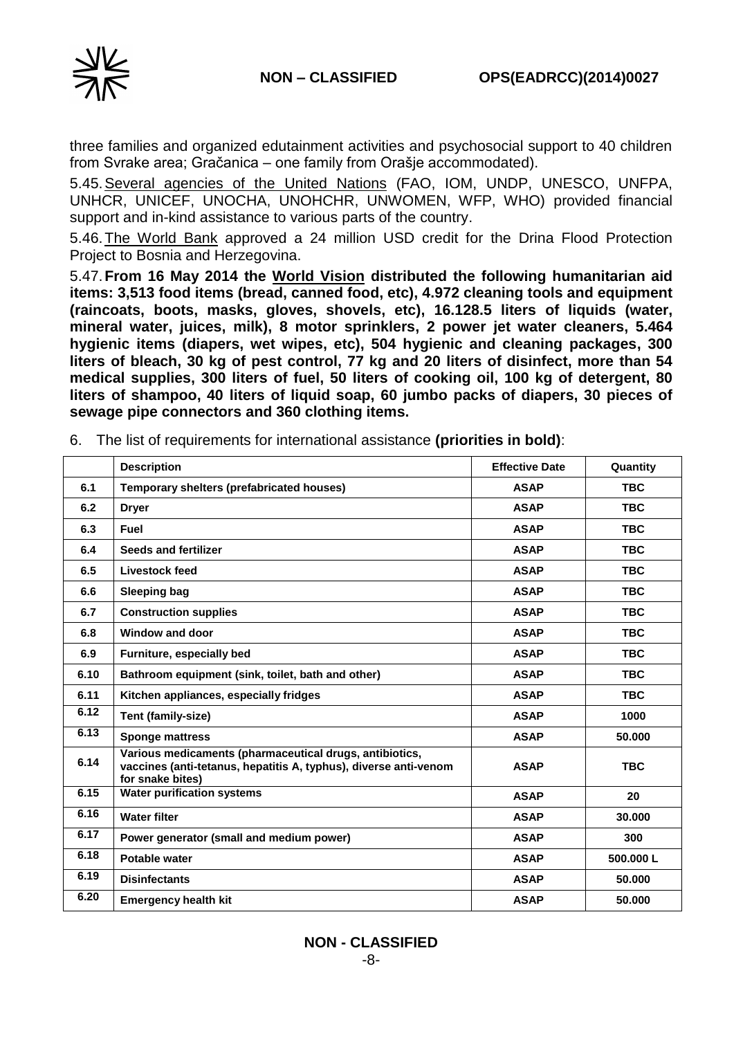three families and organized edutainment activities and psychosocial support to 40 children from Svrake area; Gračanica – one family from Orašje accommodated).

5.45. Several agencies of the United Nations (FAO, IOM, UNDP, UNESCO, UNFPA, UNHCR, UNICEF, UNOCHA, UNOHCHR, UNWOMEN, WFP, WHO) provided financial support and in-kind assistance to various parts of the country.

5.46. The World Bank approved a 24 million USD credit for the Drina Flood Protection Project to Bosnia and Herzegovina.

5.47. **From 16 May 2014 the World Vision distributed the following humanitarian aid items: 3,513 food items (bread, canned food, etc), 4.972 cleaning tools and equipment (raincoats, boots, masks, gloves, shovels, etc), 16.128.5 liters of liquids (water, mineral water, juices, milk), 8 motor sprinklers, 2 power jet water cleaners, 5.464 hygienic items (diapers, wet wipes, etc), 504 hygienic and cleaning packages, 300 liters of bleach, 30 kg of pest control, 77 kg and 20 liters of disinfect, more than 54 medical supplies, 300 liters of fuel, 50 liters of cooking oil, 100 kg of detergent, 80 liters of shampoo, 40 liters of liquid soap, 60 jumbo packs of diapers, 30 pieces of sewage pipe connectors and 360 clothing items.**

6. The list of requirements for international assistance **(priorities in bold)**:

| | Description | Effective Date | Quantity |
|---|---|---|---|
| **6.1** | **Temporary shelters (prefabricated houses)** | **ASAP** | **TBC** |
| **6.2** | **Dryer** | **ASAP** | **TBC** |
| **6.3** | **Fuel** | **ASAP** | **TBC** |
| **6.4** | **Seeds and fertilizer** | **ASAP** | **TBC** |
| **6.5** | **Livestock feed** | **ASAP** | **TBC** |
| **6.6** | **Sleeping bag** | **ASAP** | **TBC** |
| **6.7** | **Construction supplies** | **ASAP** | **TBC** |
| **6.8** | **Window and door** | **ASAP** | **TBC** |
| **6.9** | **Furniture, especially bed** | **ASAP** | **TBC** |
| **6.10** | **Bathroom equipment (sink, toilet, bath and other)** | **ASAP** | **TBC** |
| **6.11** | **Kitchen appliances, especially fridges** | **ASAP** | **TBC** |
| **6.12** | **Tent (family-size)** | **ASAP** | **1000** |
| **6.13** | **Sponge mattress** | **ASAP** | **50.000** |
| **6.14** | **Various medicaments (pharmaceutical drugs, antibiotics, vaccines (anti-tetanus, hepatitis A, typhus), diverse anti-venom for snake bites)** | **ASAP** | **TBC** |
| **6.15** | **Water purification systems** | **ASAP** | **20** |
| **6.16** | **Water filter** | **ASAP** | **30.000** |
| **6.17** | **Power generator (small and medium power)** | **ASAP** | **300** |
| **6.18** | **Potable water** | **ASAP** | **500.000 L** |
| **6.19** | **Disinfectants** | **ASAP** | **50.000** |
| **6.20** | **Emergency health kit** | **ASAP** | **50.000** |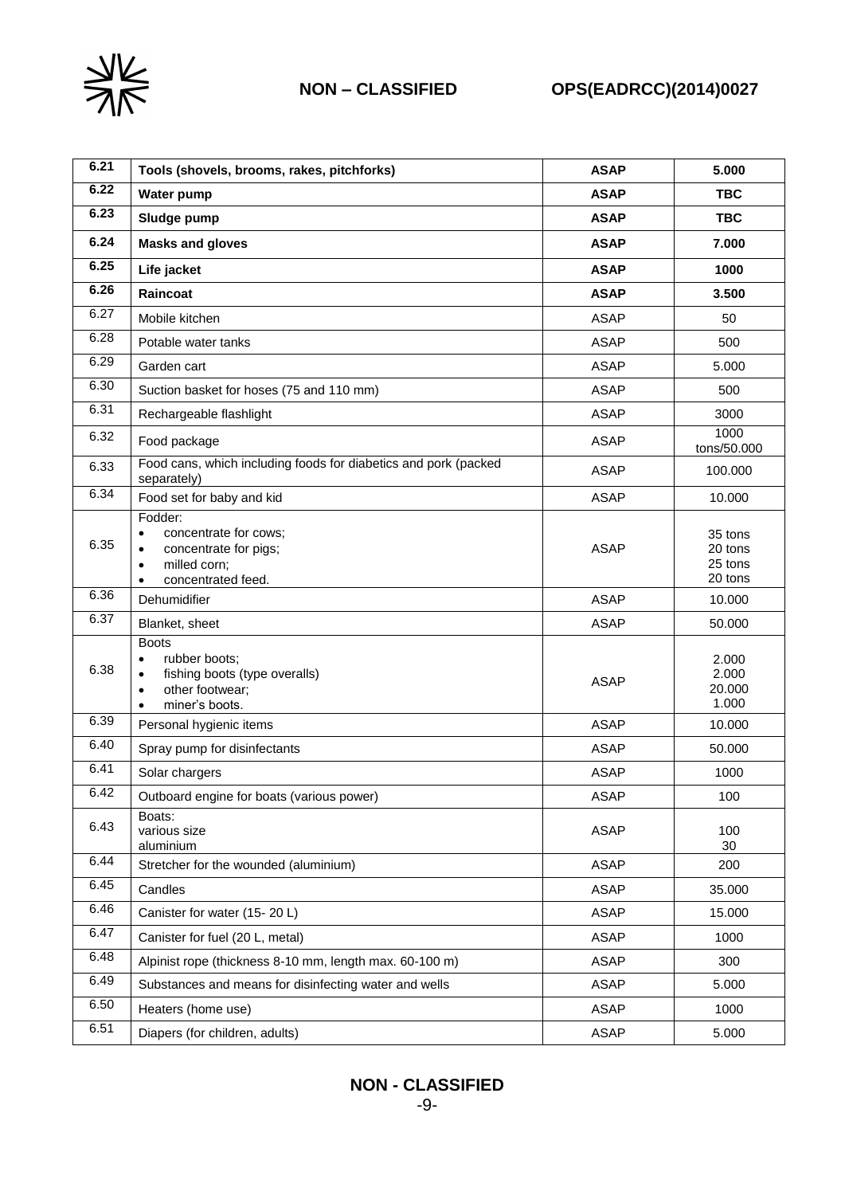| | | | |
|---|---|---|---|
| **6.21** | **Tools (shovels, brooms, rakes, pitchforks)** | **ASAP** | **5.000** |
| **6.22** | **Water pump** | **ASAP** | **TBC** |
| **6.23** | **Sludge pump** | **ASAP** | **TBC** |
| **6.24** | **Masks and gloves** | **ASAP** | **7.000** |
| **6.25** | **Life jacket** | **ASAP** | **1000** |
| **6.26** | **Raincoat** | **ASAP** | **3.500** |
| 6.27 | Mobile kitchen | ASAP | 50 |
| 6.28 | Potable water tanks | ASAP | 500 |
| 6.29 | Garden cart | ASAP | 5.000 |
| 6.30 | Suction basket for hoses (75 and 110 mm) | ASAP | 500 |
| 6.31 | Rechargeable flashlight | ASAP | 3000 |
| 6.32 | Food package | ASAP | 1000 tons/50.000 |
| 6.33 | Food cans, which including foods for diabetics and pork (packed separately) | ASAP | 100.000 |
| 6.34 | Food set for baby and kid | ASAP | 10.000 |
| 6.35 | Fodder:<br>• concentrate for cows;<br>• concentrate for pigs;<br>• milled corn;<br>• concentrated feed. | ASAP | 35 tons<br>20 tons<br>25 tons<br>20 tons |
| 6.36 | Dehumidifier | ASAP | 10.000 |
| 6.37 | Blanket, sheet | ASAP | 50.000 |
| 6.38 | Boots<br>• rubber boots;<br>• fishing boots (type overalls)<br>• other footwear;<br>• miner's boots. | ASAP | 2.000<br>2.000<br>20.000<br>1.000 |
| 6.39 | Personal hygienic items | ASAP | 10.000 |
| 6.40 | Spray pump for disinfectants | ASAP | 50.000 |
| 6.41 | Solar chargers | ASAP | 1000 |
| 6.42 | Outboard engine for boats (various power) | ASAP | 100 |
| 6.43 | Boats:<br>various size<br>aluminium | ASAP | 100<br>30 |
| 6.44 | Stretcher for the wounded (aluminium) | ASAP | 200 |
| 6.45 | Candles | ASAP | 35.000 |
| 6.46 | Canister for water (15- 20 L) | ASAP | 15.000 |
| 6.47 | Canister for fuel (20 L, metal) | ASAP | 1000 |
| 6.48 | Alpinist rope (thickness 8-10 mm, length max. 60-100 m) | ASAP | 300 |
| 6.49 | Substances and means for disinfecting water and wells | ASAP | 5.000 |
| 6.50 | Heaters (home use) | ASAP | 1000 |
| 6.51 | Diapers (for children, adults) | ASAP | 5.000 |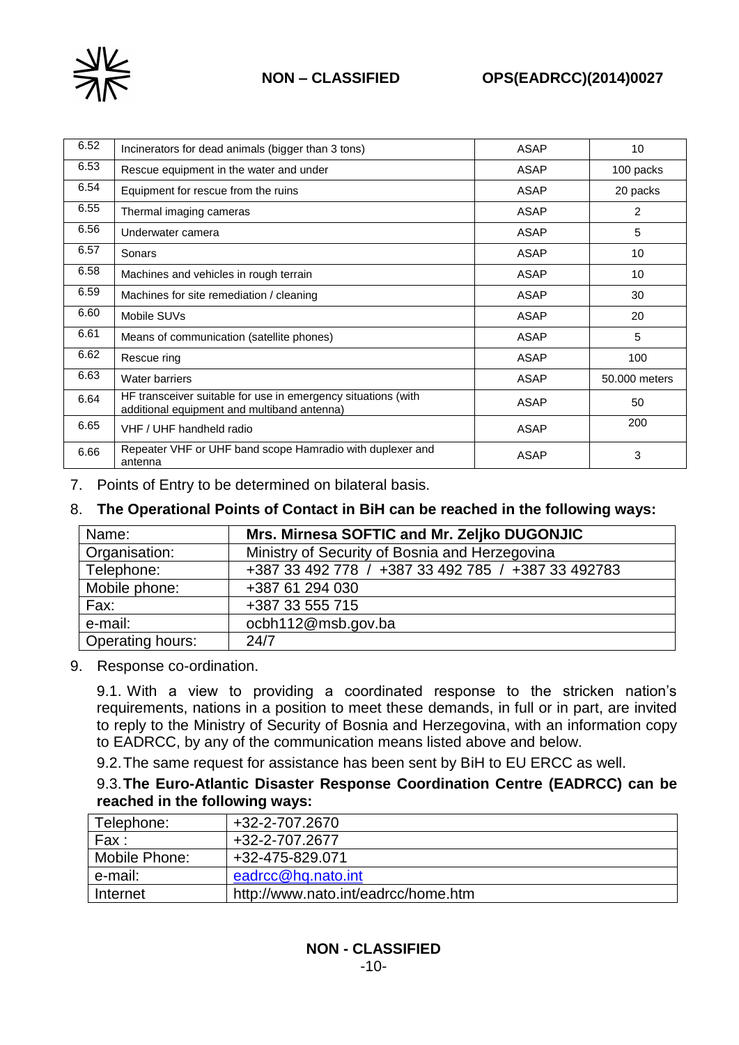| | | | |
|---|---|---|---|
| 6.52 | Incinerators for dead animals (bigger than 3 tons) | ASAP | 10 |
| 6.53 | Rescue equipment in the water and under | ASAP | 100 packs |
| 6.54 | Equipment for rescue from the ruins | ASAP | 20 packs |
| 6.55 | Thermal imaging cameras | ASAP | 2 |
| 6.56 | Underwater camera | ASAP | 5 |
| 6.57 | Sonars | ASAP | 10 |
| 6.58 | Machines and vehicles in rough terrain | ASAP | 10 |
| 6.59 | Machines for site remediation / cleaning | ASAP | 30 |
| 6.60 | Mobile SUVs | ASAP | 20 |
| 6.61 | Means of communication (satellite phones) | ASAP | 5 |
| 6.62 | Rescue ring | ASAP | 100 |
| 6.63 | Water barriers | ASAP | 50.000 meters |
| 6.64 | HF transceiver suitable for use in emergency situations (with additional equipment and multiband antenna) | ASAP | 50 |
| 6.65 | VHF / UHF handheld radio | ASAP | 200 |
| 6.66 | Repeater VHF or UHF band scope Hamradio with duplexer and antenna | ASAP | 3 |

7. Points of Entry to be determined on bilateral basis.

8. **The Operational Points of Contact in BiH can be reached in the following ways:**

| Name: | **Mrs. Mirnesa SOFTIC and Mr. Zeljko DUGONJIC** |
|---|---|
| Organisation: | Ministry of Security of Bosnia and Herzegovina |
| Telephone: | +387 33 492 778 / +387 33 492 785 / +387 33 492783 |
| Mobile phone: | +387 61 294 030 |
| Fax: | +387 33 555 715 |
| e-mail: | ocbh112@msb.gov.ba |
| Operating hours: | 24/7 |

9. Response co-ordination.

9.1. With a view to providing a coordinated response to the stricken nation's requirements, nations in a position to meet these demands, in full or in part, are invited to reply to the Ministry of Security of Bosnia and Herzegovina, with an information copy to EADRCC, by any of the communication means listed above and below.

9.2. The same request for assistance has been sent by BiH to EU ERCC as well.

9.3. **The Euro-Atlantic Disaster Response Coordination Centre (EADRCC) can be reached in the following ways:**

| | |
|---|---|
| Telephone: | +32-2-707.2670 |
| Fax : | +32-2-707.2677 |
| Mobile Phone: | +32-475-829.071 |
| e-mail: | eadrcc@hq.nato.int |
| Internet | http://www.nato.int/eadrcc/home.htm |